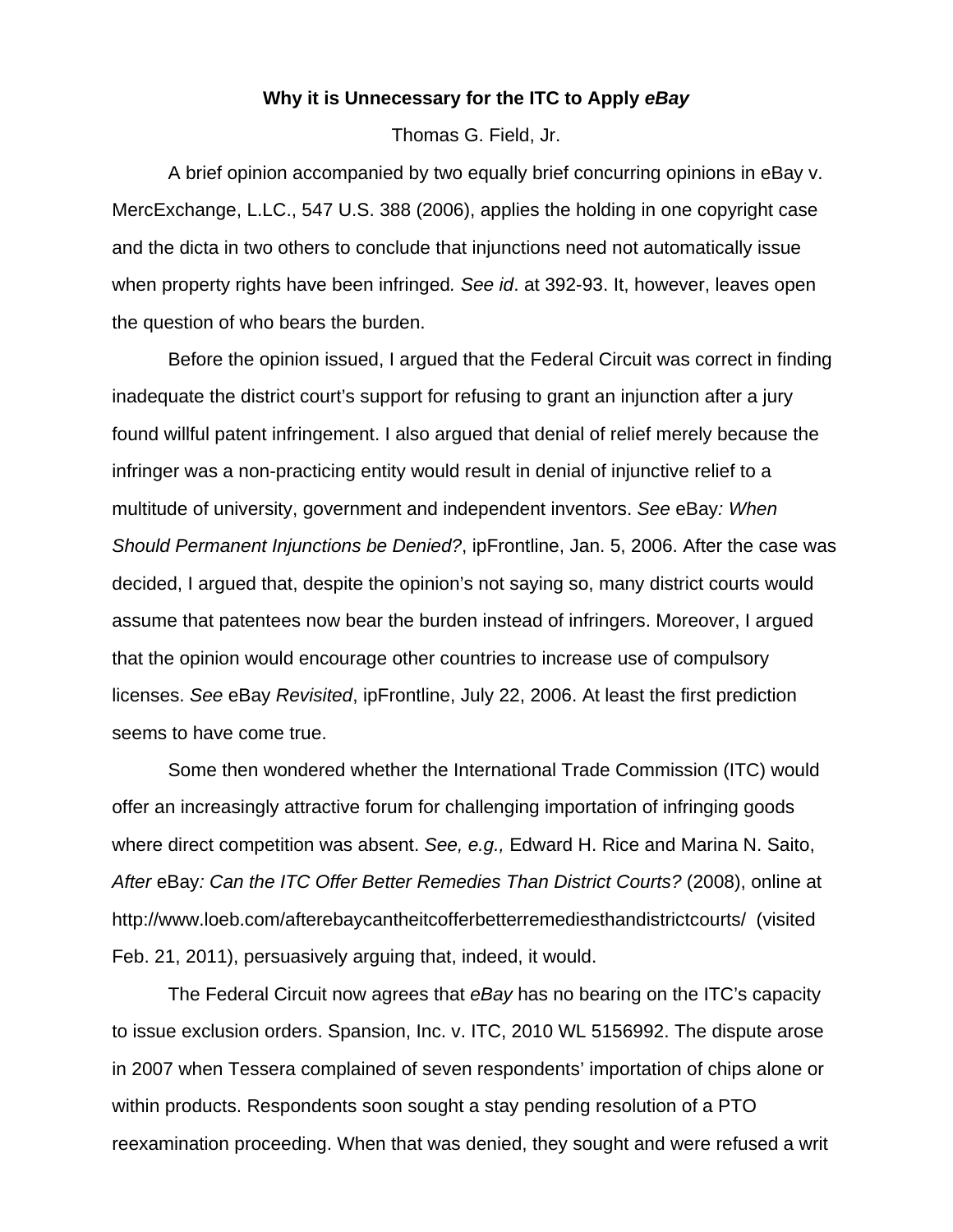**Why it is Unnecessary for the ITC to Apply *eBay***

Thomas G. Field, Jr.

A brief opinion accompanied by two equally brief concurring opinions in eBay v. MercExchange, L.LC., 547 U.S. 388 (2006), applies the holding in one copyright case and the dicta in two others to conclude that injunctions need not automatically issue when property rights have been infringed*. See id*. at 392-93. It, however, leaves open the question of who bears the burden.

Before the opinion issued, I argued that the Federal Circuit was correct in finding inadequate the district court's support for refusing to grant an injunction after a jury found willful patent infringement. I also argued that denial of relief merely because the infringer was a non-practicing entity would result in denial of injunctive relief to a multitude of university, government and independent inventors. *See* eBay*: When Should Permanent Injunctions be Denied?*, ipFrontline, Jan. 5, 2006. After the case was decided, I argued that, despite the opinion's not saying so, many district courts would assume that patentees now bear the burden instead of infringers. Moreover, I argued that the opinion would encourage other countries to increase use of compulsory licenses. *See* eBay *Revisited*, ipFrontline, July 22, 2006. At least the first prediction seems to have come true.

Some then wondered whether the International Trade Commission (ITC) would offer an increasingly attractive forum for challenging importation of infringing goods where direct competition was absent. *See, e.g.,* Edward H. Rice and Marina N. Saito, *After* eBay*: Can the ITC Offer Better Remedies Than District Courts?* (2008), online at http://www.loeb.com/afterebaycantheitcofferbetterremediesthandistrictcourts/ (visited Feb. 21, 2011), persuasively arguing that, indeed, it would.

The Federal Circuit now agrees that *eBay* has no bearing on the ITC's capacity to issue exclusion orders. Spansion, Inc. v. ITC, 2010 WL 5156992. The dispute arose in 2007 when Tessera complained of seven respondents' importation of chips alone or within products. Respondents soon sought a stay pending resolution of a PTO reexamination proceeding. When that was denied, they sought and were refused a writ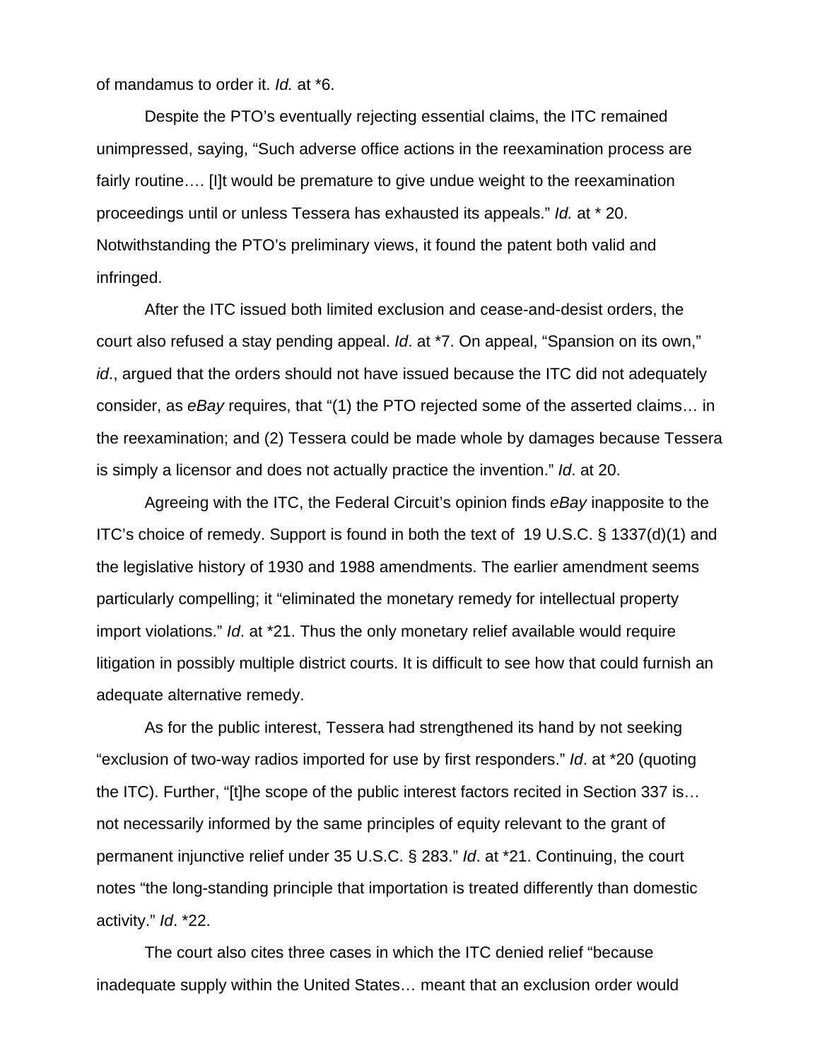of mandamus to order it. *Id.* at *6.

Despite the PTO's eventually rejecting essential claims, the ITC remained unimpressed, saying, "Such adverse office actions in the reexamination process are fairly routine…. [I]t would be premature to give undue weight to the reexamination proceedings until or unless Tessera has exhausted its appeals." *Id.* at * 20. Notwithstanding the PTO's preliminary views, it found the patent both valid and infringed.

After the ITC issued both limited exclusion and cease-and-desist orders, the court also refused a stay pending appeal. *Id*. at *7. On appeal, "Spansion on its own," *id*., argued that the orders should not have issued because the ITC did not adequately consider, as *eBay* requires, that "(1) the PTO rejected some of the asserted claims… in the reexamination; and (2) Tessera could be made whole by damages because Tessera is simply a licensor and does not actually practice the invention." *Id*. at 20.

Agreeing with the ITC, the Federal Circuit's opinion finds *eBay* inapposite to the ITC's choice of remedy. Support is found in both the text of 19 U.S.C. § 1337(d)(1) and the legislative history of 1930 and 1988 amendments. The earlier amendment seems particularly compelling; it "eliminated the monetary remedy for intellectual property import violations." *Id*. at *21. Thus the only monetary relief available would require litigation in possibly multiple district courts. It is difficult to see how that could furnish an adequate alternative remedy.

As for the public interest, Tessera had strengthened its hand by not seeking "exclusion of two-way radios imported for use by first responders." *Id*. at *20 (quoting the ITC). Further, "[t]he scope of the public interest factors recited in Section 337 is… not necessarily informed by the same principles of equity relevant to the grant of permanent injunctive relief under 35 U.S.C. § 283." *Id*. at *21. Continuing, the court notes "the long-standing principle that importation is treated differently than domestic activity." *Id*. *22.

The court also cites three cases in which the ITC denied relief "because inadequate supply within the United States… meant that an exclusion order would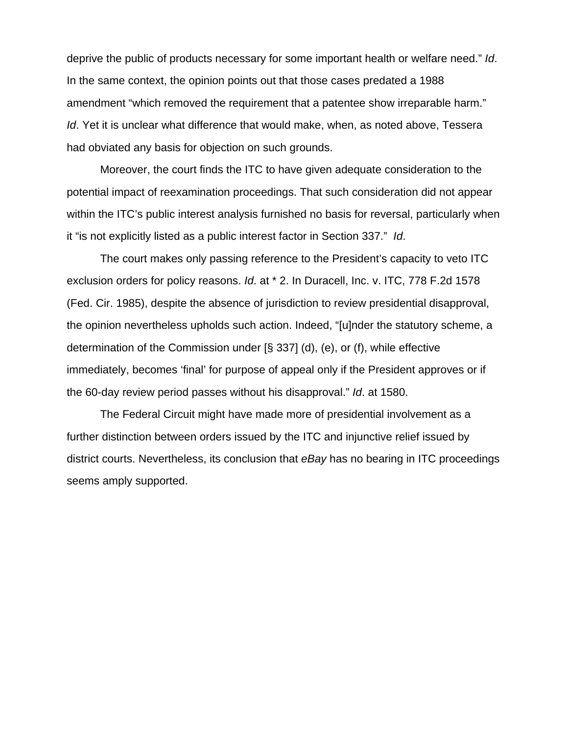deprive the public of products necessary for some important health or welfare need." *Id*. In the same context, the opinion points out that those cases predated a 1988 amendment "which removed the requirement that a patentee show irreparable harm." *Id*. Yet it is unclear what difference that would make, when, as noted above, Tessera had obviated any basis for objection on such grounds.

Moreover, the court finds the ITC to have given adequate consideration to the potential impact of reexamination proceedings. That such consideration did not appear within the ITC's public interest analysis furnished no basis for reversal, particularly when it "is not explicitly listed as a public interest factor in Section 337." *Id*.

The court makes only passing reference to the President's capacity to veto ITC exclusion orders for policy reasons. *Id*. at * 2. In Duracell, Inc. v. ITC, 778 F.2d 1578 (Fed. Cir. 1985), despite the absence of jurisdiction to review presidential disapproval, the opinion nevertheless upholds such action. Indeed, "[u]nder the statutory scheme, a determination of the Commission under [§ 337] (d), (e), or (f), while effective immediately, becomes 'final' for purpose of appeal only if the President approves or if the 60-day review period passes without his disapproval." *Id*. at 1580.

The Federal Circuit might have made more of presidential involvement as a further distinction between orders issued by the ITC and injunctive relief issued by district courts. Nevertheless, its conclusion that *eBay* has no bearing in ITC proceedings seems amply supported.